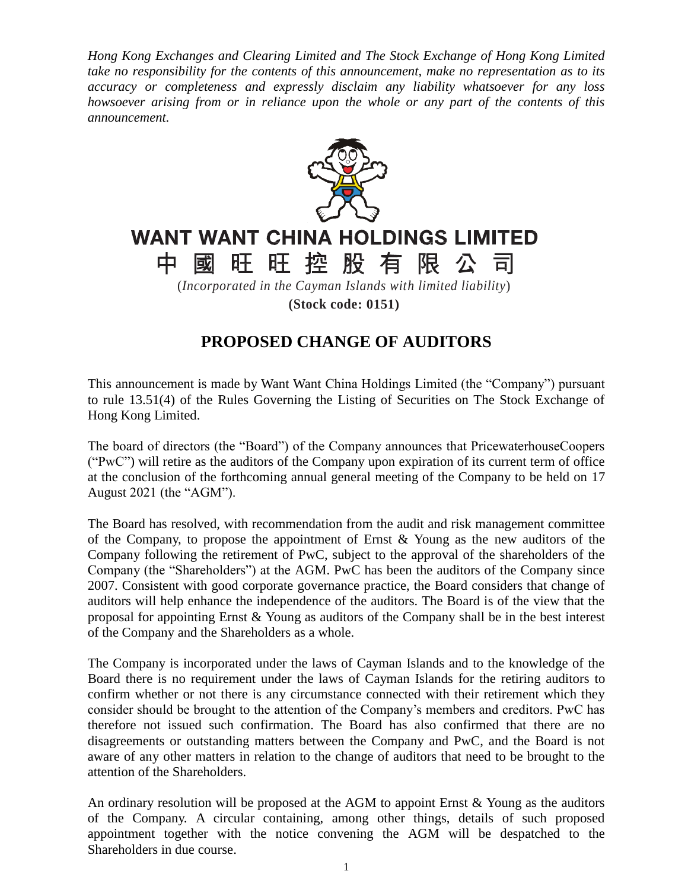*Hong Kong Exchanges and Clearing Limited and The Stock Exchange of Hong Kong Limited take no responsibility for the contents of this announcement, make no representation as to its accuracy or completeness and expressly disclaim any liability whatsoever for any loss howsoever arising from or in reliance upon the whole or any part of the contents of this announcement.*

# WANT WANT CHINA HOLDINGS LIMITED

# 中國旺旺控股有限公司

(*Incorporated in the Cayman Islands with limited liability*)

**(Stock code: 0151)**

## PROPOSED CHANGE OF AUDITORS

This announcement is made by Want Want China Holdings Limited (the "Company") pursuant to rule 13.51(4) of the Rules Governing the Listing of Securities on The Stock Exchange of Hong Kong Limited.

The board of directors (the "Board") of the Company announces that PricewaterhouseCoopers ("PwC") will retire as the auditors of the Company upon expiration of its current term of office at the conclusion of the forthcoming annual general meeting of the Company to be held on 17 August 2021 (the "AGM").

The Board has resolved, with recommendation from the audit and risk management committee of the Company, to propose the appointment of Ernst & Young as the new auditors of the Company following the retirement of PwC, subject to the approval of the shareholders of the Company (the "Shareholders") at the AGM. PwC has been the auditors of the Company since 2007. Consistent with good corporate governance practice, the Board considers that change of auditors will help enhance the independence of the auditors. The Board is of the view that the proposal for appointing Ernst & Young as auditors of the Company shall be in the best interest of the Company and the Shareholders as a whole.

The Company is incorporated under the laws of Cayman Islands and to the knowledge of the Board there is no requirement under the laws of Cayman Islands for the retiring auditors to confirm whether or not there is any circumstance connected with their retirement which they consider should be brought to the attention of the Company's members and creditors. PwC has therefore not issued such confirmation. The Board has also confirmed that there are no disagreements or outstanding matters between the Company and PwC, and the Board is not aware of any other matters in relation to the change of auditors that need to be brought to the attention of the Shareholders.

An ordinary resolution will be proposed at the AGM to appoint Ernst & Young as the auditors of the Company. A circular containing, among other things, details of such proposed appointment together with the notice convening the AGM will be despatched to the Shareholders in due course.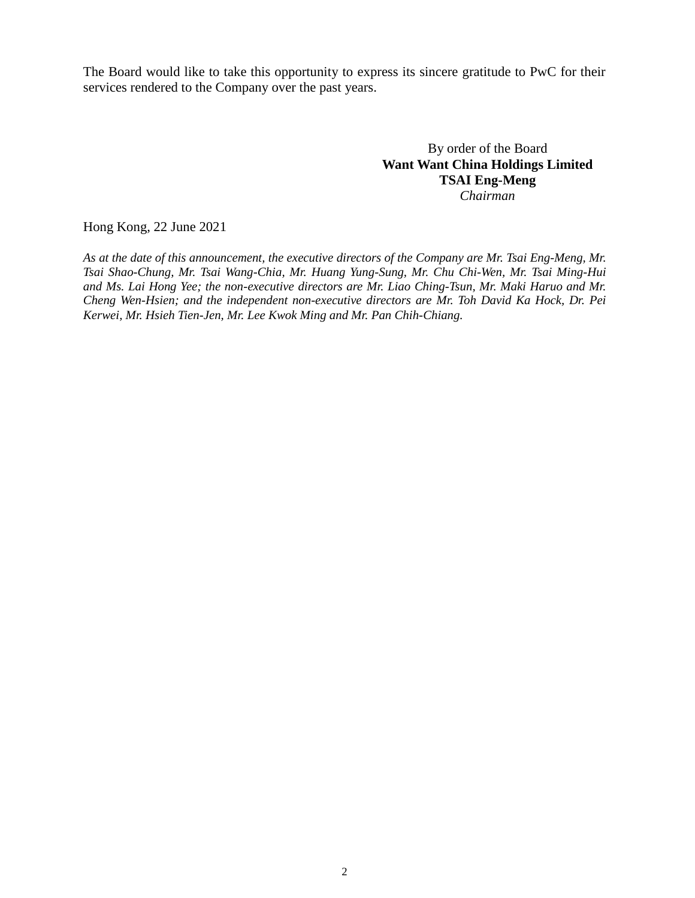The Board would like to take this opportunity to express its sincere gratitude to PwC for their services rendered to the Company over the past years.

By order of the Board
**Want Want China Holdings Limited**
**TSAI Eng-Meng**
*Chairman*

Hong Kong, 22 June 2021

*As at the date of this announcement, the executive directors of the Company are Mr. Tsai Eng-Meng, Mr. Tsai Shao-Chung, Mr. Tsai Wang-Chia, Mr. Huang Yung-Sung, Mr. Chu Chi-Wen, Mr. Tsai Ming-Hui and Ms. Lai Hong Yee; the non-executive directors are Mr. Liao Ching-Tsun, Mr. Maki Haruo and Mr. Cheng Wen-Hsien; and the independent non-executive directors are Mr. Toh David Ka Hock, Dr. Pei Kerwei, Mr. Hsieh Tien-Jen, Mr. Lee Kwok Ming and Mr. Pan Chih-Chiang.*